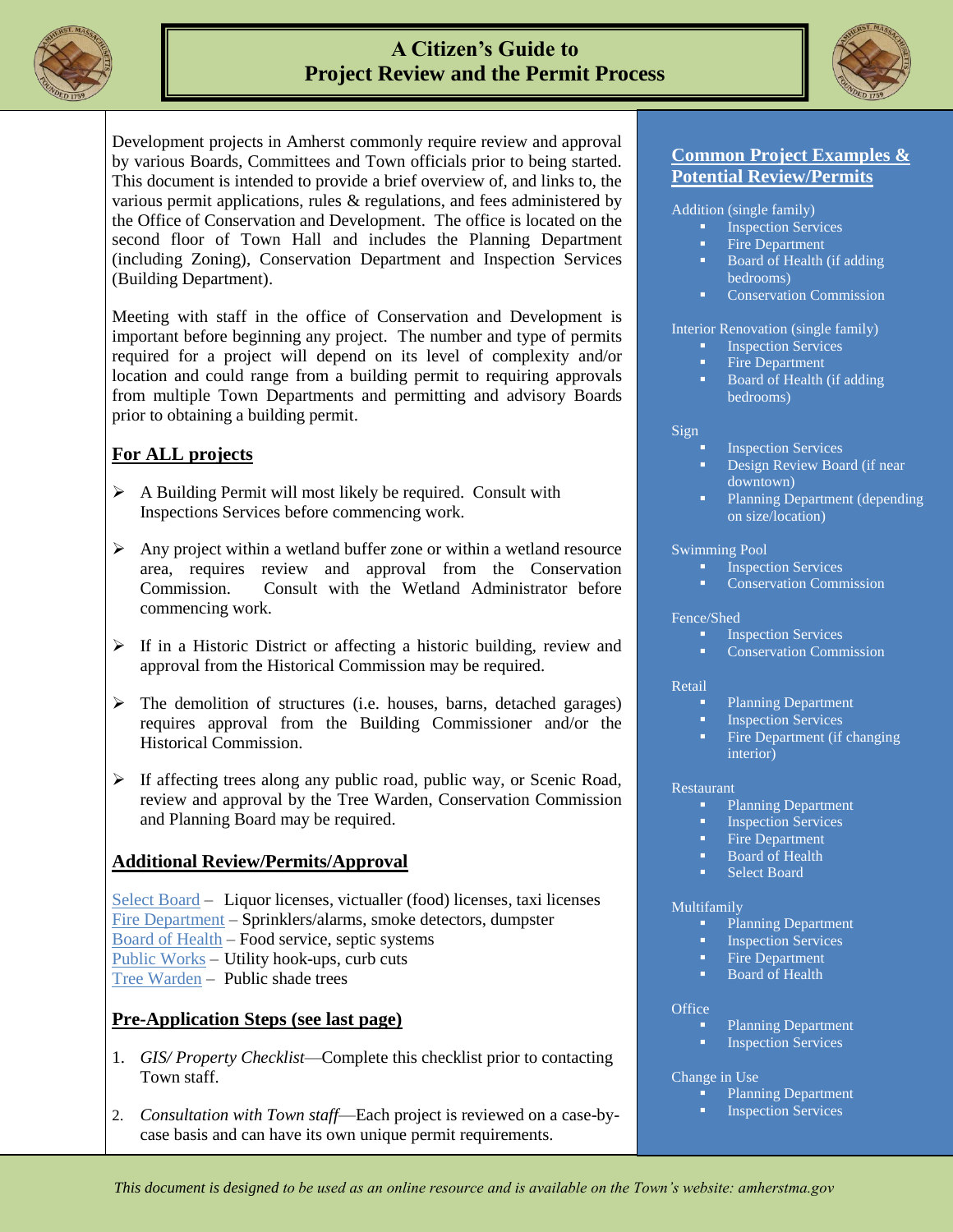# A Citizen's Guide to Project Review and the Permit Process

Development projects in Amherst commonly require review and approval by various Boards, Committees and Town officials prior to being started. This document is intended to provide a brief overview of, and links to, the various permit applications, rules & regulations, and fees administered by the Office of Conservation and Development. The office is located on the second floor of Town Hall and includes the Planning Department (including Zoning), Conservation Department and Inspection Services (Building Department).

Meeting with staff in the office of Conservation and Development is important before beginning any project. The number and type of permits required for a project will depend on its level of complexity and/or location and could range from a building permit to requiring approvals from multiple Town Departments and permitting and advisory Boards prior to obtaining a building permit.

## For ALL projects

- A Building Permit will most likely be required. Consult with Inspections Services before commencing work.
- Any project within a wetland buffer zone or within a wetland resource area, requires review and approval from the Conservation Commission. Consult with the Wetland Administrator before commencing work.
- If in a Historic District or affecting a historic building, review and approval from the Historical Commission may be required.
- The demolition of structures (i.e. houses, barns, detached garages) requires approval from the Building Commissioner and/or the Historical Commission.
- If affecting trees along any public road, public way, or Scenic Road, review and approval by the Tree Warden, Conservation Commission and Planning Board may be required.

## Additional Review/Permits/Approval

Select Board – Liquor licenses, victualler (food) licenses, taxi licenses
Fire Department – Sprinklers/alarms, smoke detectors, dumpster
Board of Health – Food service, septic systems
Public Works – Utility hook-ups, curb cuts
Tree Warden – Public shade trees

## Pre-Application Steps (see last page)

1. *GIS/ Property Checklist*—Complete this checklist prior to contacting Town staff.
2. *Consultation with Town staff*—Each project is reviewed on a case-by-case basis and can have its own unique permit requirements.

## Common Project Examples & Potential Review/Permits

Addition (single family)
- Inspection Services
- Fire Department
- Board of Health (if adding bedrooms)
- Conservation Commission

Interior Renovation (single family)
- Inspection Services
- Fire Department
- Board of Health (if adding bedrooms)

Sign
- Inspection Services
- Design Review Board (if near downtown)
- Planning Department (depending on size/location)

Swimming Pool
- Inspection Services
- Conservation Commission

Fence/Shed
- Inspection Services
- Conservation Commission

Retail
- Planning Department
- Inspection Services
- Fire Department (if changing interior)

Restaurant
- Planning Department
- Inspection Services
- Fire Department
- Board of Health
- Select Board

Multifamily
- Planning Department
- Inspection Services
- Fire Department
- Board of Health

Office
- Planning Department
- Inspection Services

Change in Use
- Planning Department
- Inspection Services

*This document is designed to be used as an online resource and is available on the Town's website: amherstma.gov*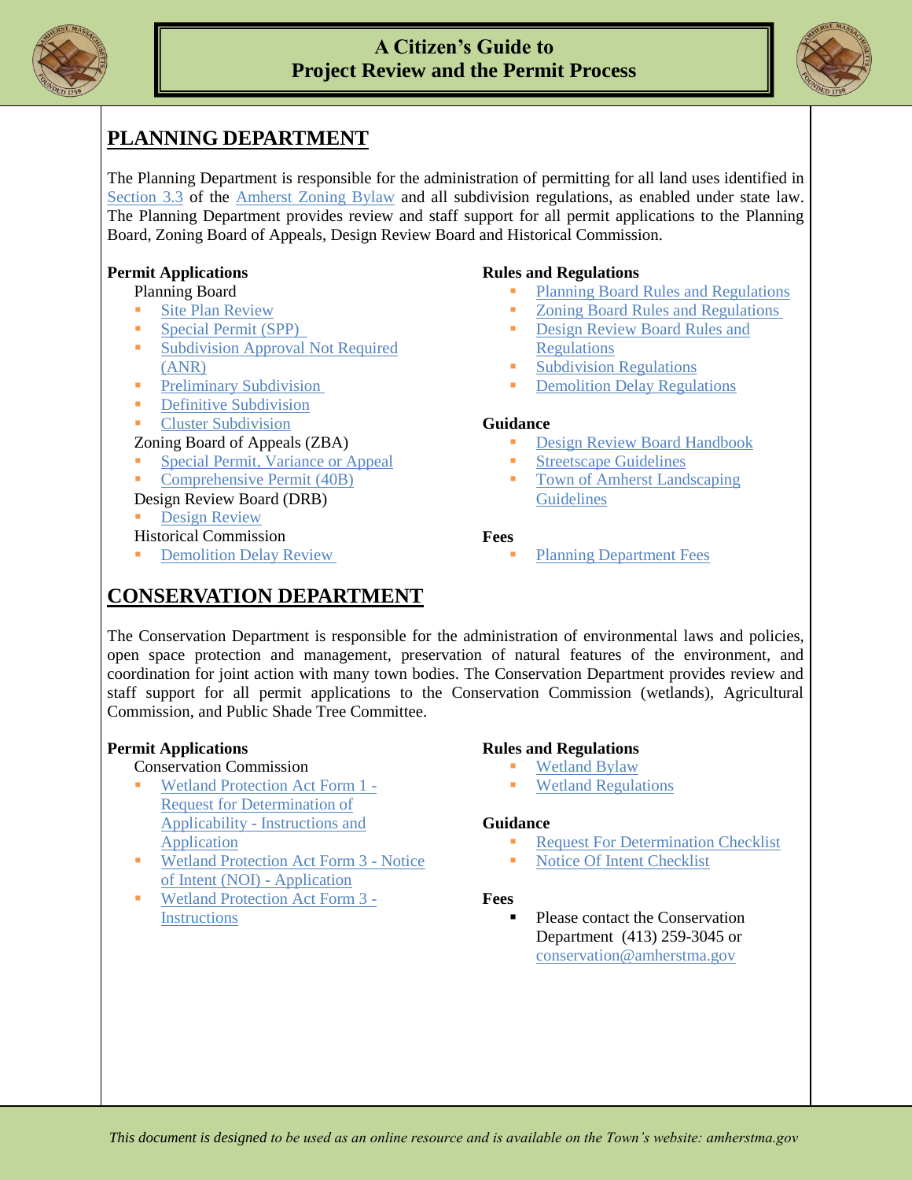## PLANNING DEPARTMENT

The Planning Department is responsible for the administration of permitting for all land uses identified in Section 3.3 of the Amherst Zoning Bylaw and all subdivision regulations, as enabled under state law. The Planning Department provides review and staff support for all permit applications to the Planning Board, Zoning Board of Appeals, Design Review Board and Historical Commission.

**Permit Applications**

Planning Board

- Site Plan Review
- Special Permit (SPP)
- Subdivision Approval Not Required (ANR)
- Preliminary Subdivision
- Definitive Subdivision
- Cluster Subdivision

Zoning Board of Appeals (ZBA)

- Special Permit, Variance or Appeal
- Comprehensive Permit (40B)

Design Review Board (DRB)

- Design Review

Historical Commission

- Demolition Delay Review

**Rules and Regulations**

- Planning Board Rules and Regulations
- Zoning Board Rules and Regulations
- Design Review Board Rules and Regulations
- Subdivision Regulations
- Demolition Delay Regulations

**Guidance**

- Design Review Board Handbook
- Streetscape Guidelines
- Town of Amherst Landscaping Guidelines

**Fees**

- Planning Department Fees

## CONSERVATION DEPARTMENT

The Conservation Department is responsible for the administration of environmental laws and policies, open space protection and management, preservation of natural features of the environment, and coordination for joint action with many town bodies. The Conservation Department provides review and staff support for all permit applications to the Conservation Commission (wetlands), Agricultural Commission, and Public Shade Tree Committee.

**Permit Applications**

Conservation Commission

- Wetland Protection Act Form 1 - Request for Determination of Applicability - Instructions and Application
- Wetland Protection Act Form 3 - Notice of Intent (NOI) - Application
- Wetland Protection Act Form 3 - Instructions

**Rules and Regulations**

- Wetland Bylaw
- Wetland Regulations

**Guidance**

- Request For Determination Checklist
- Notice Of Intent Checklist

**Fees**

- Please contact the Conservation Department (413) 259-3045 or conservation@amherstma.gov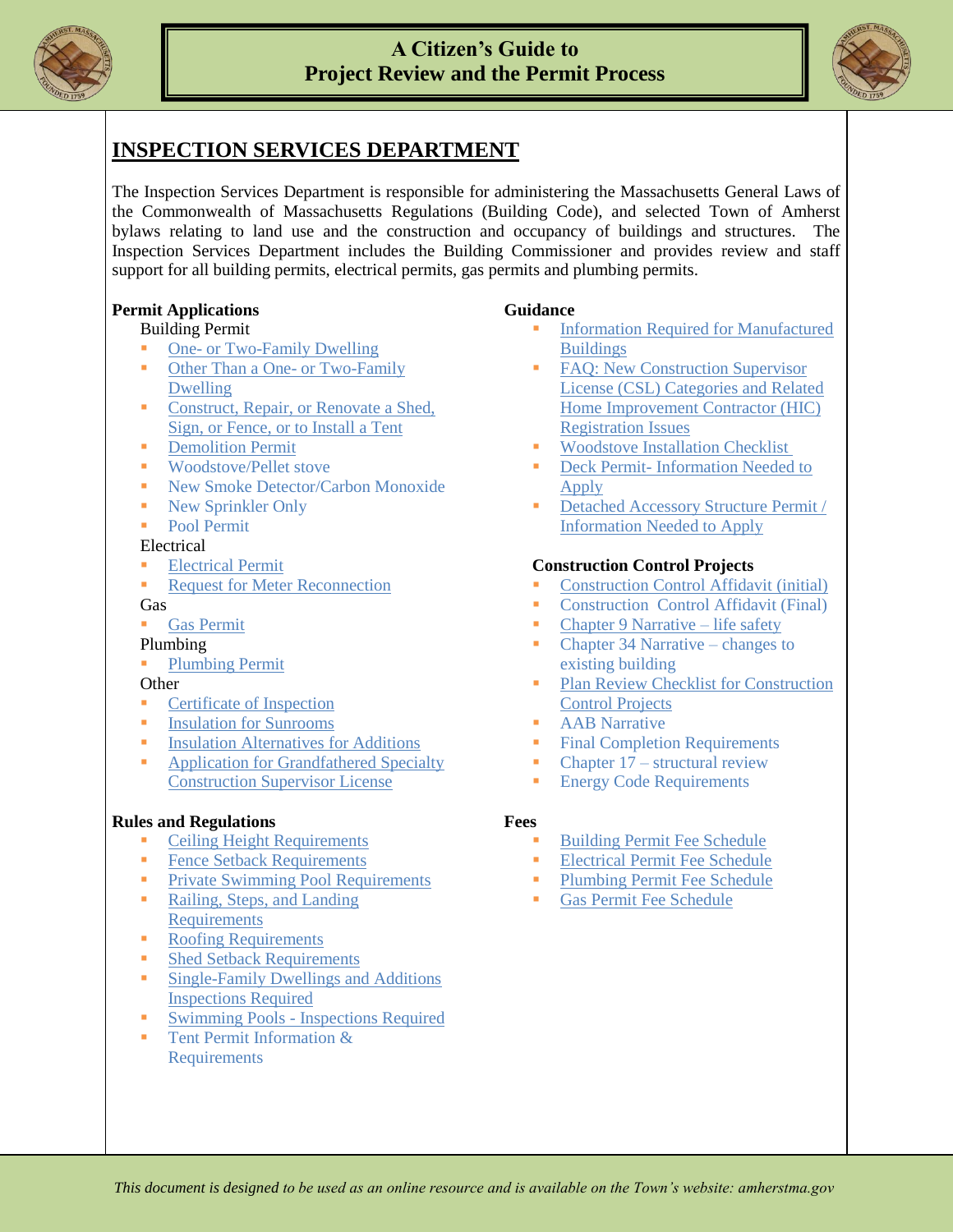## INSPECTION SERVICES DEPARTMENT

The Inspection Services Department is responsible for administering the Massachusetts General Laws of the Commonwealth of Massachusetts Regulations (Building Code), and selected Town of Amherst bylaws relating to land use and the construction and occupancy of buildings and structures. The Inspection Services Department includes the Building Commissioner and provides review and staff support for all building permits, electrical permits, gas permits and plumbing permits.

**Permit Applications**

Building Permit

- One- or Two-Family Dwelling
- Other Than a One- or Two-Family Dwelling
- Construct, Repair, or Renovate a Shed, Sign, or Fence, or to Install a Tent
- Demolition Permit
- Woodstove/Pellet stove
- New Smoke Detector/Carbon Monoxide
- New Sprinkler Only
- Pool Permit

Electrical

- Electrical Permit
- Request for Meter Reconnection

Gas

- Gas Permit

Plumbing

- Plumbing Permit

Other

- Certificate of Inspection
- Insulation for Sunrooms
- Insulation Alternatives for Additions
- Application for Grandfathered Specialty Construction Supervisor License

**Rules and Regulations**

- Ceiling Height Requirements
- Fence Setback Requirements
- Private Swimming Pool Requirements
- Railing, Steps, and Landing Requirements
- Roofing Requirements
- Shed Setback Requirements
- Single-Family Dwellings and Additions Inspections Required
- Swimming Pools - Inspections Required
- Tent Permit Information & Requirements

**Guidance**

- Information Required for Manufactured Buildings
- FAQ: New Construction Supervisor License (CSL) Categories and Related Home Improvement Contractor (HIC) Registration Issues
- Woodstove Installation Checklist
- Deck Permit- Information Needed to Apply
- Detached Accessory Structure Permit / Information Needed to Apply

**Construction Control Projects**

- Construction Control Affidavit (initial)
- Construction Control Affidavit (Final)
- Chapter 9 Narrative – life safety
- Chapter 34 Narrative – changes to existing building
- Plan Review Checklist for Construction Control Projects
- AAB Narrative
- Final Completion Requirements
- Chapter 17 – structural review
- Energy Code Requirements

**Fees**

- Building Permit Fee Schedule
- Electrical Permit Fee Schedule
- Plumbing Permit Fee Schedule
- Gas Permit Fee Schedule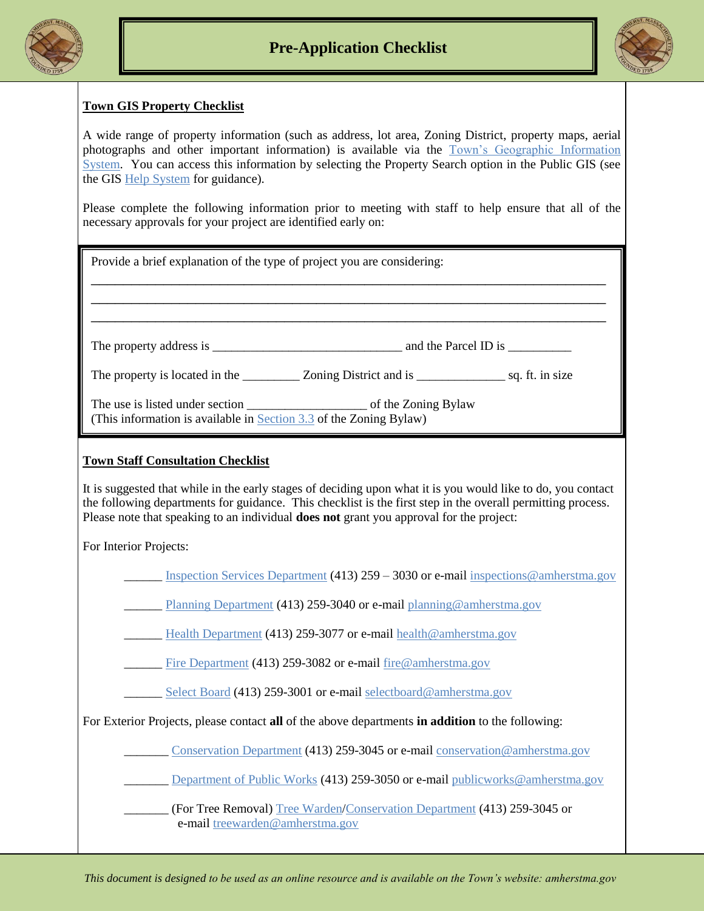# Pre-Application Checklist

**Town GIS Property Checklist**

A wide range of property information (such as address, lot area, Zoning District, property maps, aerial photographs and other important information) is available via the Town's Geographic Information System. You can access this information by selecting the Property Search option in the Public GIS (see the GIS Help System for guidance).

Please complete the following information prior to meeting with staff to help ensure that all of the necessary approvals for your project are identified early on:

Provide a brief explanation of the type of project you are considering:

______________________________________________________________________________

______________________________________________________________________________

______________________________________________________________________________

The property address is ______________________________ and the Parcel ID is __________

The property is located in the _________ Zoning District and is ______________ sq. ft. in size

The use is listed under section ___________________ of the Zoning Bylaw
(This information is available in Section 3.3 of the Zoning Bylaw)

**Town Staff Consultation Checklist**

It is suggested that while in the early stages of deciding upon what it is you would like to do, you contact the following departments for guidance. This checklist is the first step in the overall permitting process. Please note that speaking to an individual **does not** grant you approval for the project:

For Interior Projects:

______ Inspection Services Department (413) 259 – 3030 or e-mail inspections@amherstma.gov

______ Planning Department (413) 259-3040 or e-mail planning@amherstma.gov

______ Health Department (413) 259-3077 or e-mail health@amherstma.gov

______ Fire Department (413) 259-3082 or e-mail fire@amherstma.gov

______ Select Board (413) 259-3001 or e-mail selectboard@amherstma.gov

For Exterior Projects, please contact **all** of the above departments **in addition** to the following:

_______ Conservation Department (413) 259-3045 or e-mail conservation@amherstma.gov

_______ Department of Public Works (413) 259-3050 or e-mail publicworks@amherstma.gov

_______ (For Tree Removal) Tree Warden/Conservation Department (413) 259-3045 or e-mail treewarden@amherstma.gov

*This document is designed to be used as an online resource and is available on the Town's website: amherstma.gov*